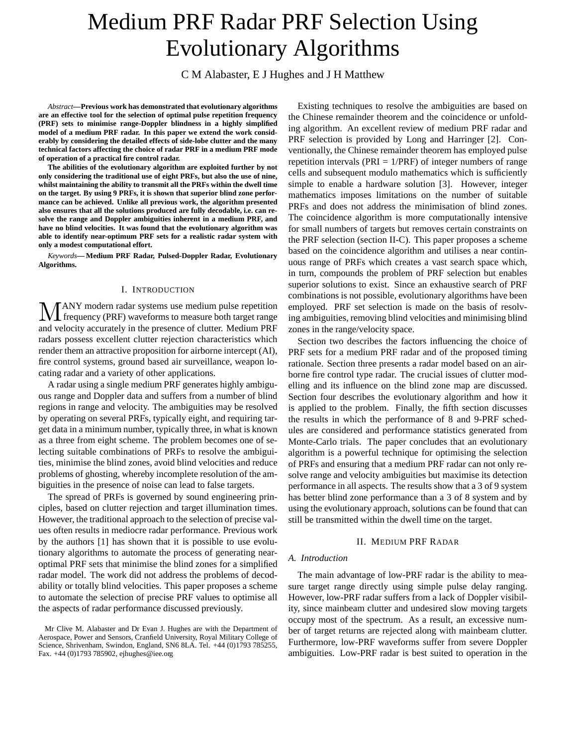# Medium PRF Radar PRF Selection Using Evolutionary Algorithms

C M Alabaster, E J Hughes and J H Matthew

***Abstract*—Previous work has demonstrated that evolutionary algorithms are an effective tool for the selection of optimal pulse repetition frequency (PRF) sets to minimise range-Doppler blindness in a highly simplified model of a medium PRF radar. In this paper we extend the work considerably by considering the detailed effects of side-lobe clutter and the many technical factors affecting the choice of radar PRF in a medium PRF mode of operation of a practical fire control radar.**

**The abilities of the evolutionary algorithm are exploited further by not only considering the traditional use of eight PRFs, but also the use of nine, whilst maintaining the ability to transmit all the PRFs within the dwell time on the target. By using 9 PRFs, it is shown that superior blind zone performance can be achieved. Unlike all previous work, the algorithm presented also ensures that all the solutions produced are fully decodable, i.e. can resolve the range and Doppler ambiguities inherent in a medium PRF, and have no blind velocities. It was found that the evolutionary algorithm was able to identify near-optimum PRF sets for a realistic radar system with only a modest computational effort.**

***Keywords*— Medium PRF Radar, Pulsed-Doppler Radar, Evolutionary Algorithms.**

## I. Introduction

Many modern radar systems use medium pulse repetition frequency (PRF) waveforms to measure both target range and velocity accurately in the presence of clutter. Medium PRF radars possess excellent clutter rejection characteristics which render them an attractive proposition for airborne intercept (AI), fire control systems, ground based air surveillance, weapon locating radar and a variety of other applications.

A radar using a single medium PRF generates highly ambiguous range and Doppler data and suffers from a number of blind regions in range and velocity. The ambiguities may be resolved by operating on several PRFs, typically eight, and requiring target data in a minimum number, typically three, in what is known as a three from eight scheme. The problem becomes one of selecting suitable combinations of PRFs to resolve the ambiguities, minimise the blind zones, avoid blind velocities and reduce problems of ghosting, whereby incomplete resolution of the ambiguities in the presence of noise can lead to false targets.

The spread of PRFs is governed by sound engineering principles, based on clutter rejection and target illumination times. However, the traditional approach to the selection of precise values often results in mediocre radar performance. Previous work by the authors [1] has shown that it is possible to use evolutionary algorithms to automate the process of generating near-optimal PRF sets that minimise the blind zones for a simplified radar model. The work did not address the problems of decodability or totally blind velocities. This paper proposes a scheme to automate the selection of precise PRF values to optimise all the aspects of radar performance discussed previously.

Mr Clive M. Alabaster and Dr Evan J. Hughes are with the Department of Aerospace, Power and Sensors, Cranfield University, Royal Military College of Science, Shrivenham, Swindon, England, SN6 8LA. Tel. +44 (0)1793 785255, Fax. +44 (0)1793 785902, ejhughes@iee.org

Existing techniques to resolve the ambiguities are based on the Chinese remainder theorem and the coincidence or unfolding algorithm. An excellent review of medium PRF radar and PRF selection is provided by Long and Harringer [2]. Conventionally, the Chinese remainder theorem has employed pulse repetition intervals (PRI = 1/PRF) of integer numbers of range cells and subsequent modulo mathematics which is sufficiently simple to enable a hardware solution [3]. However, integer mathematics imposes limitations on the number of suitable PRFs and does not address the minimisation of blind zones. The coincidence algorithm is more computationally intensive for small numbers of targets but removes certain constraints on the PRF selection (section II-C). This paper proposes a scheme based on the coincidence algorithm and utilises a near continuous range of PRFs which creates a vast search space which, in turn, compounds the problem of PRF selection but enables superior solutions to exist. Since an exhaustive search of PRF combinations is not possible, evolutionary algorithms have been employed. PRF set selection is made on the basis of resolving ambiguities, removing blind velocities and minimising blind zones in the range/velocity space.

Section two describes the factors influencing the choice of PRF sets for a medium PRF radar and of the proposed timing rationale. Section three presents a radar model based on an airborne fire control type radar. The crucial issues of clutter modelling and its influence on the blind zone map are discussed. Section four describes the evolutionary algorithm and how it is applied to the problem. Finally, the fifth section discusses the results in which the performance of 8 and 9-PRF schedules are considered and performance statistics generated from Monte-Carlo trials. The paper concludes that an evolutionary algorithm is a powerful technique for optimising the selection of PRFs and ensuring that a medium PRF radar can not only resolve range and velocity ambiguities but maximise its detection performance in all aspects. The results show that a 3 of 9 system has better blind zone performance than a 3 of 8 system and by using the evolutionary approach, solutions can be found that can still be transmitted within the dwell time on the target.

## II. Medium PRF Radar

### A. Introduction

The main advantage of low-PRF radar is the ability to measure target range directly using simple pulse delay ranging. However, low-PRF radar suffers from a lack of Doppler visibility, since mainbeam clutter and undesired slow moving targets occupy most of the spectrum. As a result, an excessive number of target returns are rejected along with mainbeam clutter. Furthermore, low-PRF waveforms suffer from severe Doppler ambiguities. Low-PRF radar is best suited to operation in the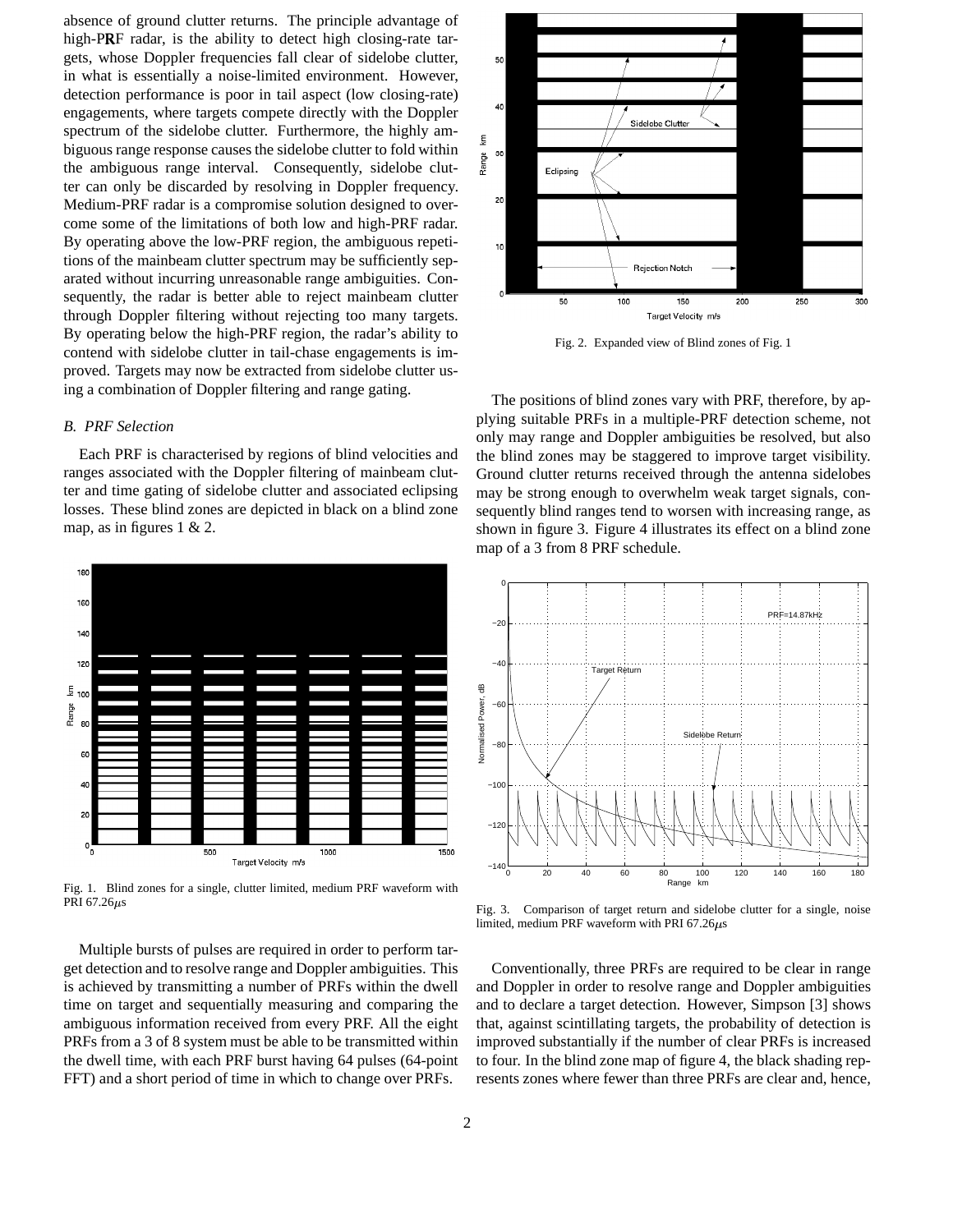absence of ground clutter returns. The principle advantage of high-PRF radar, is the ability to detect high closing-rate targets, whose Doppler frequencies fall clear of sidelobe clutter, in what is essentially a noise-limited environment. However, detection performance is poor in tail aspect (low closing-rate) engagements, where targets compete directly with the Doppler spectrum of the sidelobe clutter. Furthermore, the highly ambiguous range response causes the sidelobe clutter to fold within the ambiguous range interval. Consequently, sidelobe clutter can only be discarded by resolving in Doppler frequency. Medium-PRF radar is a compromise solution designed to overcome some of the limitations of both low and high-PRF radar. By operating above the low-PRF region, the ambiguous repetitions of the mainbeam clutter spectrum may be sufficiently separated without incurring unreasonable range ambiguities. Consequently, the radar is better able to reject mainbeam clutter through Doppler filtering without rejecting too many targets. By operating below the high-PRF region, the radar's ability to contend with sidelobe clutter in tail-chase engagements is improved. Targets may now be extracted from sidelobe clutter using a combination of Doppler filtering and range gating.

### B. PRF Selection

Each PRF is characterised by regions of blind velocities and ranges associated with the Doppler filtering of mainbeam clutter and time gating of sidelobe clutter and associated eclipsing losses. These blind zones are depicted in black on a blind zone map, as in figures 1 & 2.

180
160
140
120
100
80
60
40
20
0
Range km
0
500
1000
1500
Target Velocity m/s

Fig. 1. Blind zones for a single, clutter limited, medium PRF waveform with PRI 67.26$\mu$s

Multiple bursts of pulses are required in order to perform target detection and to resolve range and Doppler ambiguities. This is achieved by transmitting a number of PRFs within the dwell time on target and sequentially measuring and comparing the ambiguous information received from every PRF. All the eight PRFs from a 3 of 8 system must be able to be transmitted within the dwell time, with each PRF burst having 64 pulses (64-point FFT) and a short period of time in which to change over PRFs.

50
40
30
20
10
0
Range km
Sidelobe Clutter
Eclipsing
Rejection Notch
50
100
150
200
250
300
Target Velocity m/s

Fig. 2. Expanded view of Blind zones of Fig. 1

The positions of blind zones vary with PRF, therefore, by applying suitable PRFs in a multiple-PRF detection scheme, not only may range and Doppler ambiguities be resolved, but also the blind zones may be staggered to improve target visibility. Ground clutter returns received through the antenna sidelobes may be strong enough to overwhelm weak target signals, consequently blind ranges tend to worsen with increasing range, as shown in figure 3. Figure 4 illustrates its effect on a blind zone map of a 3 from 8 PRF schedule.

0
−20
−40
−60
−80
−100
−120
−140
Normalised Power, dB
PRF=14.87kHz
Target Return
Sidelobe Return
0
20
40
60
80
100
120
140
160
180
Range km

Fig. 3. Comparison of target return and sidelobe clutter for a single, noise limited, medium PRF waveform with PRI 67.26$\mu$s

Conventionally, three PRFs are required to be clear in range and Doppler in order to resolve range and Doppler ambiguities and to declare a target detection. However, Simpson [3] shows that, against scintillating targets, the probability of detection is improved substantially if the number of clear PRFs is increased to four. In the blind zone map of figure 4, the black shading represents zones where fewer than three PRFs are clear and, hence,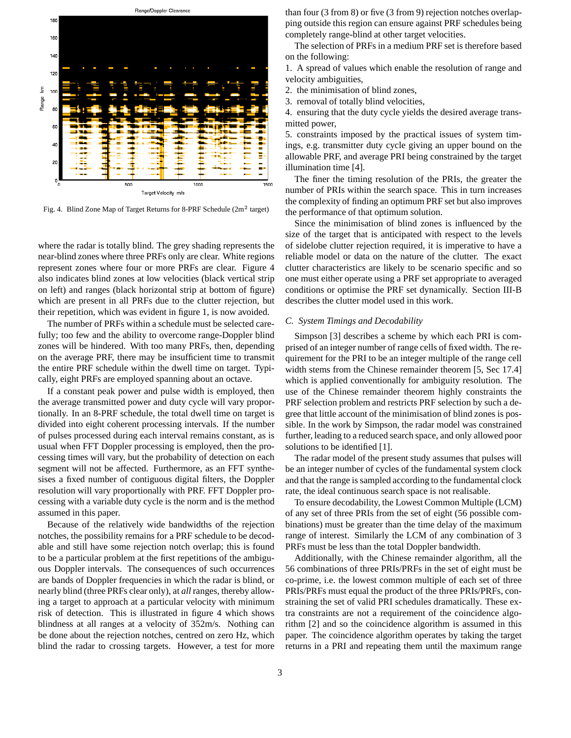Fig. 4. Blind Zone Map of Target Returns for 8-PRF Schedule ($2m^2$ target)

where the radar is totally blind. The grey shading represents the near-blind zones where three PRFs only are clear. White regions represent zones where four or more PRFs are clear. Figure 4 also indicates blind zones at low velocities (black vertical strip on left) and ranges (black horizontal strip at bottom of figure) which are present in all PRFs due to the clutter rejection, but their repetition, which was evident in figure 1, is now avoided.

The number of PRFs within a schedule must be selected carefully; too few and the ability to overcome range-Doppler blind zones will be hindered. With too many PRFs, then, depending on the average PRF, there may be insufficient time to transmit the entire PRF schedule within the dwell time on target. Typically, eight PRFs are employed spanning about an octave.

If a constant peak power and pulse width is employed, then the average transmitted power and duty cycle will vary proportionally. In an 8-PRF schedule, the total dwell time on target is divided into eight coherent processing intervals. If the number of pulses processed during each interval remains constant, as is usual when FFT Doppler processing is employed, then the processing times will vary, but the probability of detection on each segment will not be affected. Furthermore, as an FFT synthesises a fixed number of contiguous digital filters, the Doppler resolution will vary proportionally with PRF. FFT Doppler processing with a variable duty cycle is the norm and is the method assumed in this paper.

Because of the relatively wide bandwidths of the rejection notches, the possibility remains for a PRF schedule to be decodable and still have some rejection notch overlap; this is found to be a particular problem at the first repetitions of the ambiguous Doppler intervals. The consequences of such occurrences are bands of Doppler frequencies in which the radar is blind, or nearly blind (three PRFs clear only), at *all* ranges, thereby allowing a target to approach at a particular velocity with minimum risk of detection. This is illustrated in figure 4 which shows blindness at all ranges at a velocity of 352m/s. Nothing can be done about the rejection notches, centred on zero Hz, which blind the radar to crossing targets. However, a test for more than four (3 from 8) or five (3 from 9) rejection notches overlapping outside this region can ensure against PRF schedules being completely range-blind at other target velocities.

The selection of PRFs in a medium PRF set is therefore based on the following:

1. A spread of values which enable the resolution of range and velocity ambiguities,
2. the minimisation of blind zones,
3. removal of totally blind velocities,
4. ensuring that the duty cycle yields the desired average transmitted power,
5. constraints imposed by the practical issues of system timings, e.g. transmitter duty cycle giving an upper bound on the allowable PRF, and average PRI being constrained by the target illumination time [4].

The finer the timing resolution of the PRIs, the greater the number of PRIs within the search space. This in turn increases the complexity of finding an optimum PRF set but also improves the performance of that optimum solution.

Since the minimisation of blind zones is influenced by the size of the target that is anticipated with respect to the levels of sidelobe clutter rejection required, it is imperative to have a reliable model or data on the nature of the clutter. The exact clutter characteristics are likely to be scenario specific and so one must either operate using a PRF set appropriate to averaged conditions or optimise the PRF set dynamically. Section III-B describes the clutter model used in this work.

### C. System Timings and Decodability

Simpson [3] describes a scheme by which each PRI is comprised of an integer number of range cells of fixed width. The requirement for the PRI to be an integer multiple of the range cell width stems from the Chinese remainder theorem [5, Sec 17.4] which is applied conventionally for ambiguity resolution. The use of the Chinese remainder theorem highly constraints the PRF selection problem and restricts PRF selection by such a degree that little account of the minimisation of blind zones is possible. In the work by Simpson, the radar model was constrained further, leading to a reduced search space, and only allowed poor solutions to be identified [1].

The radar model of the present study assumes that pulses will be an integer number of cycles of the fundamental system clock and that the range is sampled according to the fundamental clock rate, the ideal continuous search space is not realisable.

To ensure decodability, the Lowest Common Multiple (LCM) of any set of three PRIs from the set of eight (56 possible combinations) must be greater than the time delay of the maximum range of interest. Similarly the LCM of any combination of 3 PRFs must be less than the total Doppler bandwidth.

Additionally, with the Chinese remainder algorithm, all the 56 combinations of three PRIs/PRFs in the set of eight must be co-prime, i.e. the lowest common multiple of each set of three PRIs/PRFs must equal the product of the three PRIs/PRFs, constraining the set of valid PRI schedules dramatically. These extra constraints are not a requirement of the coincidence algorithm [2] and so the coincidence algorithm is assumed in this paper. The coincidence algorithm operates by taking the target returns in a PRI and repeating them until the maximum range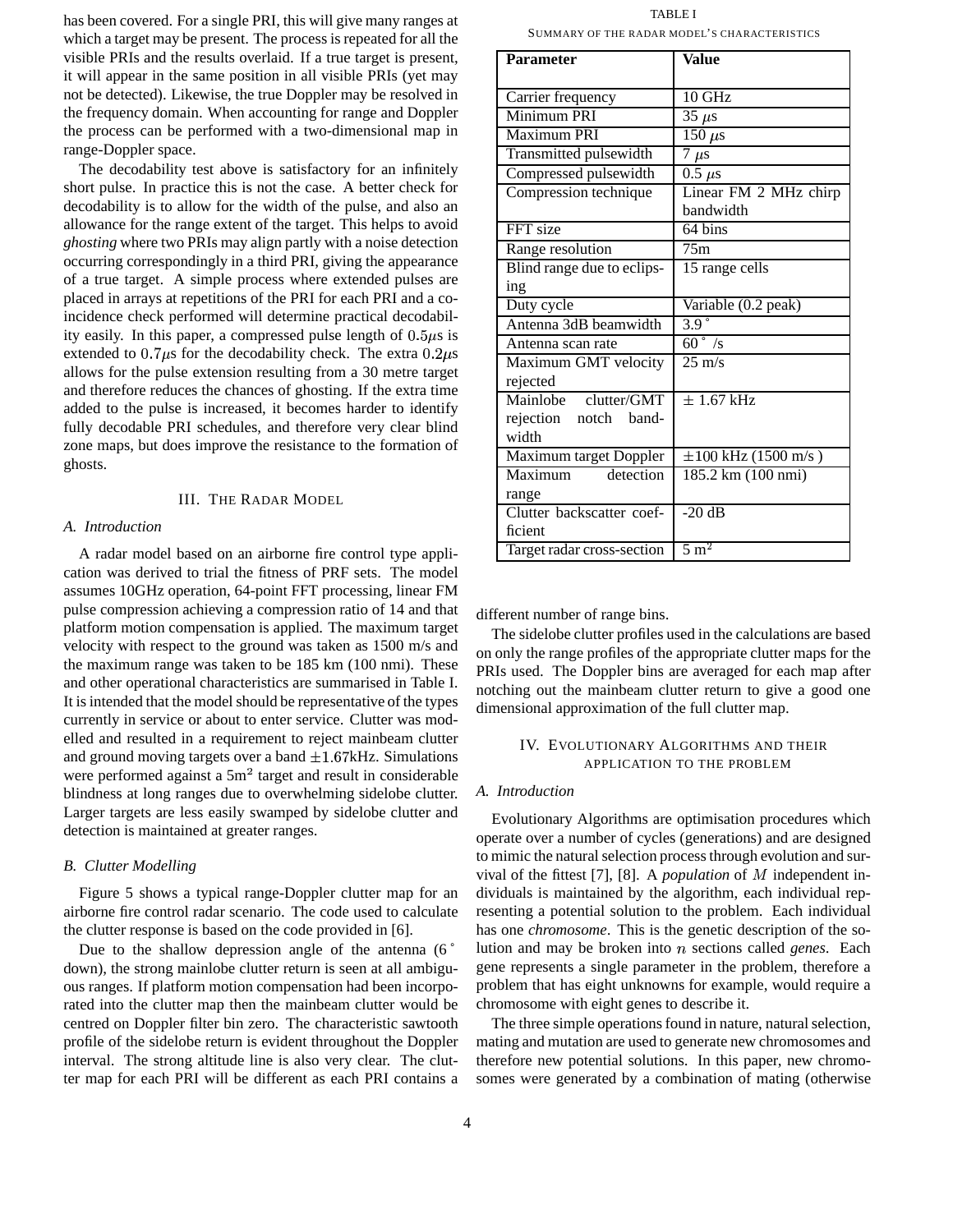has been covered. For a single PRI, this will give many ranges at which a target may be present. The process is repeated for all the visible PRIs and the results overlaid. If a true target is present, it will appear in the same position in all visible PRIs (yet may not be detected). Likewise, the true Doppler may be resolved in the frequency domain. When accounting for range and Doppler the process can be performed with a two-dimensional map in range-Doppler space.

The decodability test above is satisfactory for an infinitely short pulse. In practice this is not the case. A better check for decodability is to allow for the width of the pulse, and also an allowance for the range extent of the target. This helps to avoid *ghosting* where two PRIs may align partly with a noise detection occurring correspondingly in a third PRI, giving the appearance of a true target. A simple process where extended pulses are placed in arrays at repetitions of the PRI for each PRI and a coincidence check performed will determine practical decodability easily. In this paper, a compressed pulse length of $0.5\mu$s is extended to $0.7\mu$s for the decodability check. The extra $0.2\mu$s allows for the pulse extension resulting from a 30 metre target and therefore reduces the chances of ghosting. If the extra time added to the pulse is increased, it becomes harder to identify fully decodable PRI schedules, and therefore very clear blind zone maps, but does improve the resistance to the formation of ghosts.

## III. The Radar Model

### A. Introduction

A radar model based on an airborne fire control type application was derived to trial the fitness of PRF sets. The model assumes 10GHz operation, 64-point FFT processing, linear FM pulse compression achieving a compression ratio of 14 and that platform motion compensation is applied. The maximum target velocity with respect to the ground was taken as 1500 m/s and the maximum range was taken to be 185 km (100 nmi). These and other operational characteristics are summarised in Table I. It is intended that the model should be representative of the types currently in service or about to enter service. Clutter was modelled and resulted in a requirement to reject mainbeam clutter and ground moving targets over a band $\pm 1.67$kHz. Simulations were performed against a 5m$^2$ target and result in considerable blindness at long ranges due to overwhelming sidelobe clutter. Larger targets are less easily swamped by sidelobe clutter and detection is maintained at greater ranges.

### B. Clutter Modelling

Figure 5 shows a typical range-Doppler clutter map for an airborne fire control radar scenario. The code used to calculate the clutter response is based on the code provided in [6].

Due to the shallow depression angle of the antenna (6$^\circ$ down), the strong mainlobe clutter return is seen at all ambiguous ranges. If platform motion compensation had been incorporated into the clutter map then the mainbeam clutter would be centred on Doppler filter bin zero. The characteristic sawtooth profile of the sidelobe return is evident throughout the Doppler interval. The strong altitude line is also very clear. The clutter map for each PRI will be different as each PRI contains a different number of range bins.

TABLE I

Summary of the radar model's characteristics

| Parameter | Value |
|---|---|
| Carrier frequency | 10 GHz |
| Minimum PRI | 35 $\mu$s |
| Maximum PRI | 150 $\mu$s |
| Transmitted pulsewidth | 7 $\mu$s |
| Compressed pulsewidth | 0.5 $\mu$s |
| Compression technique | Linear FM 2 MHz chirp bandwidth |
| FFT size | 64 bins |
| Range resolution | 75m |
| Blind range due to eclipsing | 15 range cells |
| Duty cycle | Variable (0.2 peak) |
| Antenna 3dB beamwidth | 3.9$^\circ$ |
| Antenna scan rate | 60$^\circ$ /s |
| Maximum GMT velocity rejected | 25 m/s |
| Mainlobe clutter/GMT rejection notch bandwidth | $\pm$ 1.67 kHz |
| Maximum target Doppler | $\pm$100 kHz (1500 m/s ) |
| Maximum detection range | 185.2 km (100 nmi) |
| Clutter backscatter coefficient | -20 dB |
| Target radar cross-section | 5 m$^2$ |

The sidelobe clutter profiles used in the calculations are based on only the range profiles of the appropriate clutter maps for the PRIs used. The Doppler bins are averaged for each map after notching out the mainbeam clutter return to give a good one dimensional approximation of the full clutter map.

## IV. Evolutionary Algorithms and their application to the problem

### A. Introduction

Evolutionary Algorithms are optimisation procedures which operate over a number of cycles (generations) and are designed to mimic the natural selection process through evolution and survival of the fittest [7], [8]. A *population* of $M$ independent individuals is maintained by the algorithm, each individual representing a potential solution to the problem. Each individual has one *chromosome*. This is the genetic description of the solution and may be broken into $n$ sections called *genes*. Each gene represents a single parameter in the problem, therefore a problem that has eight unknowns for example, would require a chromosome with eight genes to describe it.

The three simple operations found in nature, natural selection, mating and mutation are used to generate new chromosomes and therefore new potential solutions. In this paper, new chromosomes were generated by a combination of mating (otherwise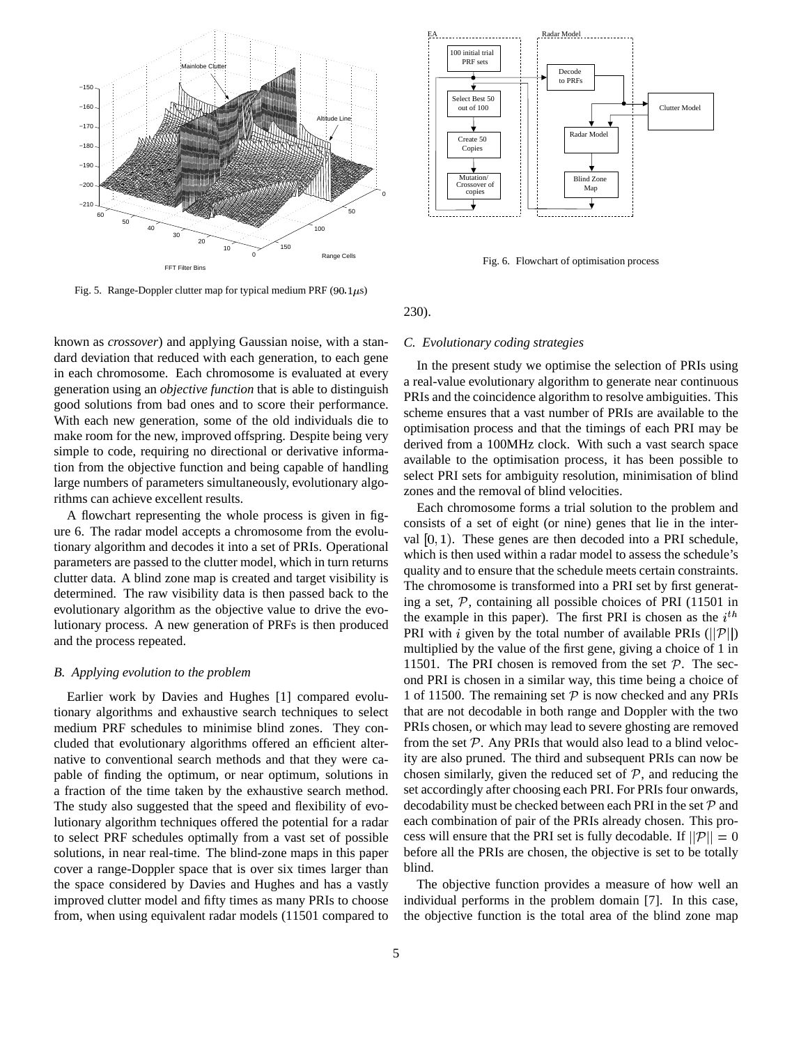Fig. 5. Range-Doppler clutter map for typical medium PRF ($90.1\mu s$)

Fig. 6. Flowchart of optimisation process

known as *crossover*) and applying Gaussian noise, with a standard deviation that reduced with each generation, to each gene in each chromosome. Each chromosome is evaluated at every generation using an *objective function* that is able to distinguish good solutions from bad ones and to score their performance. With each new generation, some of the old individuals die to make room for the new, improved offspring. Despite being very simple to code, requiring no directional or derivative information from the objective function and being capable of handling large numbers of parameters simultaneously, evolutionary algorithms can achieve excellent results.

A flowchart representing the whole process is given in figure 6. The radar model accepts a chromosome from the evolutionary algorithm and decodes it into a set of PRIs. Operational parameters are passed to the clutter model, which in turn returns clutter data. A blind zone map is created and target visibility is determined. The raw visibility data is then passed back to the evolutionary algorithm as the objective value to drive the evolutionary process. A new generation of PRFs is then produced and the process repeated.

### B. Applying evolution to the problem

Earlier work by Davies and Hughes [1] compared evolutionary algorithms and exhaustive search techniques to select medium PRF schedules to minimise blind zones. They concluded that evolutionary algorithms offered an efficient alternative to conventional search methods and that they were capable of finding the optimum, or near optimum, solutions in a fraction of the time taken by the exhaustive search method. The study also suggested that the speed and flexibility of evolutionary algorithm techniques offered the potential for a radar to select PRF schedules optimally from a vast set of possible solutions, in near real-time. The blind-zone maps in this paper cover a range-Doppler space that is over six times larger than the space considered by Davies and Hughes and has a vastly improved clutter model and fifty times as many PRIs to choose from, when using equivalent radar models (11501 compared to 230).

### C. Evolutionary coding strategies

In the present study we optimise the selection of PRIs using a real-value evolutionary algorithm to generate near continuous PRIs and the coincidence algorithm to resolve ambiguities. This scheme ensures that a vast number of PRIs are available to the optimisation process and that the timings of each PRI may be derived from a 100MHz clock. With such a vast search space available to the optimisation process, it has been possible to select PRI sets for ambiguity resolution, minimisation of blind zones and the removal of blind velocities.

Each chromosome forms a trial solution to the problem and consists of a set of eight (or nine) genes that lie in the interval $[0, 1)$. These genes are then decoded into a PRI schedule, which is then used within a radar model to assess the schedule's quality and to ensure that the schedule meets certain constraints. The chromosome is transformed into a PRI set by first generating a set, $\mathcal{P}$, containing all possible choices of PRI (11501 in the example in this paper). The first PRI is chosen as the $i^{th}$ PRI with $i$ given by the total number of available PRIs ($||\mathcal{P}||$) multiplied by the value of the first gene, giving a choice of 1 in 11501. The PRI chosen is removed from the set $\mathcal{P}$. The second PRI is chosen in a similar way, this time being a choice of 1 of 11500. The remaining set $\mathcal{P}$ is now checked and any PRIs that are not decodable in both range and Doppler with the two PRIs chosen, or which may lead to severe ghosting are removed from the set $\mathcal{P}$. Any PRIs that would also lead to a blind velocity are also pruned. The third and subsequent PRIs can now be chosen similarly, given the reduced set of $\mathcal{P}$, and reducing the set accordingly after choosing each PRI. For PRIs four onwards, decodability must be checked between each PRI in the set $\mathcal{P}$ and each combination of pair of the PRIs already chosen. This process will ensure that the PRI set is fully decodable. If $||\mathcal{P}|| = 0$ before all the PRIs are chosen, the objective is set to be totally blind.

The objective function provides a measure of how well an individual performs in the problem domain [7]. In this case, the objective function is the total area of the blind zone map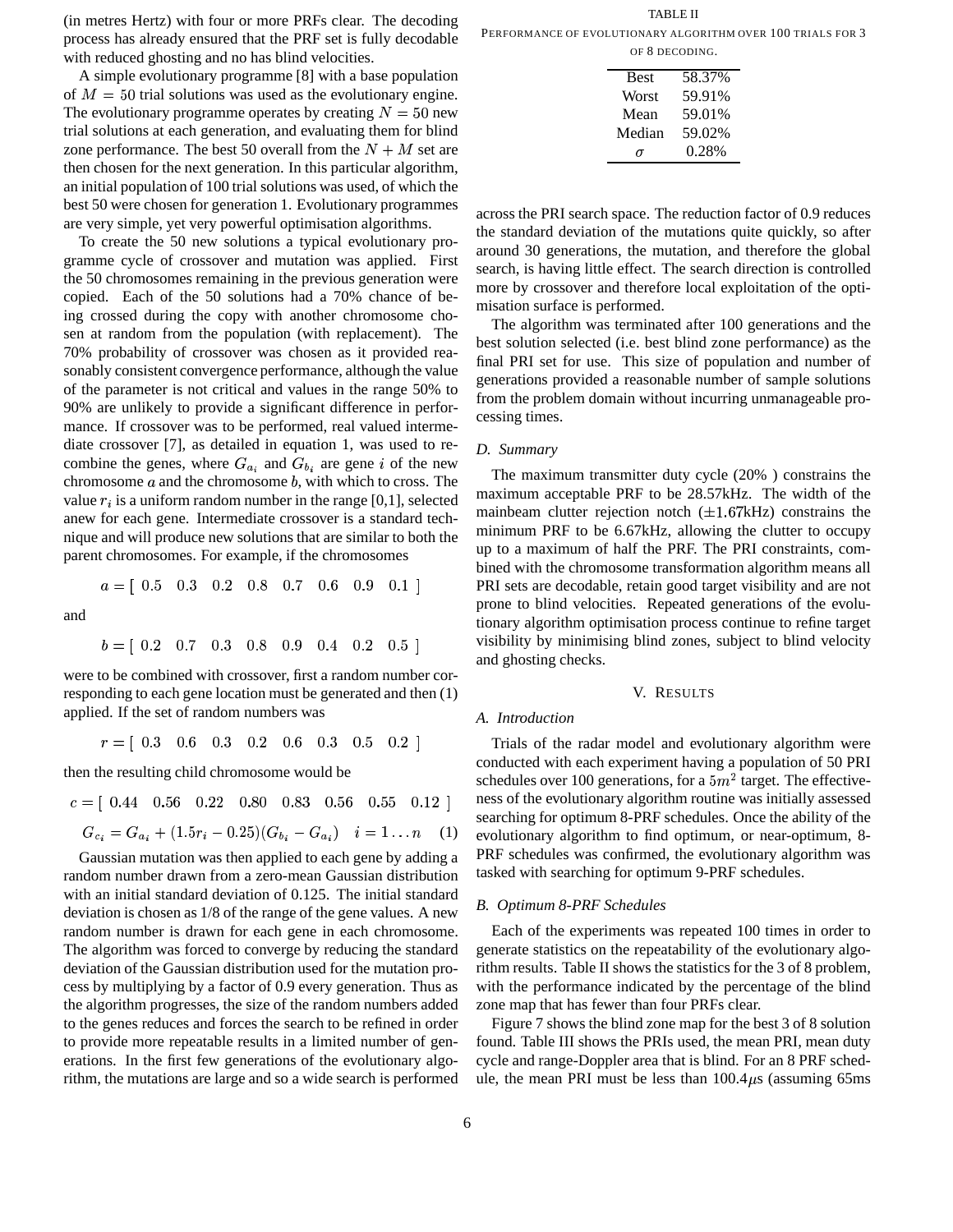(in metres Hertz) with four or more PRFs clear. The decoding process has already ensured that the PRF set is fully decodable with reduced ghosting and no has blind velocities.

A simple evolutionary programme [8] with a base population of $M = 50$ trial solutions was used as the evolutionary engine. The evolutionary programme operates by creating $N = 50$ new trial solutions at each generation, and evaluating them for blind zone performance. The best 50 overall from the $N + M$ set are then chosen for the next generation. In this particular algorithm, an initial population of 100 trial solutions was used, of which the best 50 were chosen for generation 1. Evolutionary programmes are very simple, yet very powerful optimisation algorithms.

To create the 50 new solutions a typical evolutionary programme cycle of crossover and mutation was applied. First the 50 chromosomes remaining in the previous generation were copied. Each of the 50 solutions had a 70% chance of being crossed during the copy with another chromosome chosen at random from the population (with replacement). The 70% probability of crossover was chosen as it provided reasonably consistent convergence performance, although the value of the parameter is not critical and values in the range 50% to 90% are unlikely to provide a significant difference in performance. If crossover was to be performed, real valued intermediate crossover [7], as detailed in equation 1, was used to recombine the genes, where $G_{a_i}$ and $G_{b_i}$ are gene $i$ of the new chromosome $a$ and the chromosome $b$, with which to cross. The value $r_i$ is a uniform random number in the range [0,1], selected anew for each gene. Intermediate crossover is a standard technique and will produce new solutions that are similar to both the parent chromosomes. For example, if the chromosomes

$$a = [\ 0.5 \quad 0.3 \quad 0.2 \quad 0.8 \quad 0.7 \quad 0.6 \quad 0.9 \quad 0.1\ ]$$

and

$$b = [\ 0.2 \quad 0.7 \quad 0.3 \quad 0.8 \quad 0.9 \quad 0.4 \quad 0.2 \quad 0.5\ ]$$

were to be combined with crossover, first a random number corresponding to each gene location must be generated and then (1) applied. If the set of random numbers was

$$r = [\ 0.3 \quad 0.6 \quad 0.3 \quad 0.2 \quad 0.6 \quad 0.3 \quad 0.5 \quad 0.2\ ]$$

then the resulting child chromosome would be

$$c = [\ 0.44 \quad 0.56 \quad 0.22 \quad 0.80 \quad 0.83 \quad 0.56 \quad 0.55 \quad 0.12\ ]$$

$$G_{c_i} = G_{a_i} + (1.5r_i - 0.25)(G_{b_i} - G_{a_i}) \quad i = 1 \ldots n \qquad (1)$$

Gaussian mutation was then applied to each gene by adding a random number drawn from a zero-mean Gaussian distribution with an initial standard deviation of 0.125. The initial standard deviation is chosen as 1/8 of the range of the gene values. A new random number is drawn for each gene in each chromosome. The algorithm was forced to converge by reducing the standard deviation of the Gaussian distribution used for the mutation process by multiplying by a factor of 0.9 every generation. Thus as the algorithm progresses, the size of the random numbers added to the genes reduces and forces the search to be refined in order to provide more repeatable results in a limited number of generations. In the first few generations of the evolutionary algorithm, the mutations are large and so a wide search is performed across the PRI search space. The reduction factor of 0.9 reduces the standard deviation of the mutations quite quickly, so after around 30 generations, the mutation, and therefore the global search, is having little effect. The search direction is controlled more by crossover and therefore local exploitation of the optimisation surface is performed.

The algorithm was terminated after 100 generations and the best solution selected (i.e. best blind zone performance) as the final PRI set for use. This size of population and number of generations provided a reasonable number of sample solutions from the problem domain without incurring unmanageable processing times.

TABLE II
PERFORMANCE OF EVOLUTIONARY ALGORITHM OVER 100 TRIALS FOR 3 OF 8 DECODING.

| | |
|---|---|
| Best | 58.37% |
| Worst | 59.91% |
| Mean | 59.01% |
| Median | 59.02% |
| $\sigma$ | 0.28% |

### D. Summary

The maximum transmitter duty cycle (20% ) constrains the maximum acceptable PRF to be 28.57kHz. The width of the mainbeam clutter rejection notch ($\pm 1.67$kHz) constrains the minimum PRF to be 6.67kHz, allowing the clutter to occupy up to a maximum of half the PRF. The PRI constraints, combined with the chromosome transformation algorithm means all PRI sets are decodable, retain good target visibility and are not prone to blind velocities. Repeated generations of the evolutionary algorithm optimisation process continue to refine target visibility by minimising blind zones, subject to blind velocity and ghosting checks.

## V. Results

### A. Introduction

Trials of the radar model and evolutionary algorithm were conducted with each experiment having a population of 50 PRI schedules over 100 generations, for a $5m^2$ target. The effectiveness of the evolutionary algorithm routine was initially assessed searching for optimum 8-PRF schedules. Once the ability of the evolutionary algorithm to find optimum, or near-optimum, 8-PRF schedules was confirmed, the evolutionary algorithm was tasked with searching for optimum 9-PRF schedules.

### B. Optimum 8-PRF Schedules

Each of the experiments was repeated 100 times in order to generate statistics on the repeatability of the evolutionary algorithm results. Table II shows the statistics for the 3 of 8 problem, with the performance indicated by the percentage of the blind zone map that has fewer than four PRFs clear.

Figure 7 shows the blind zone map for the best 3 of 8 solution found. Table III shows the PRIs used, the mean PRI, mean duty cycle and range-Doppler area that is blind. For an 8 PRF schedule, the mean PRI must be less than 100.4$\mu$s (assuming 65ms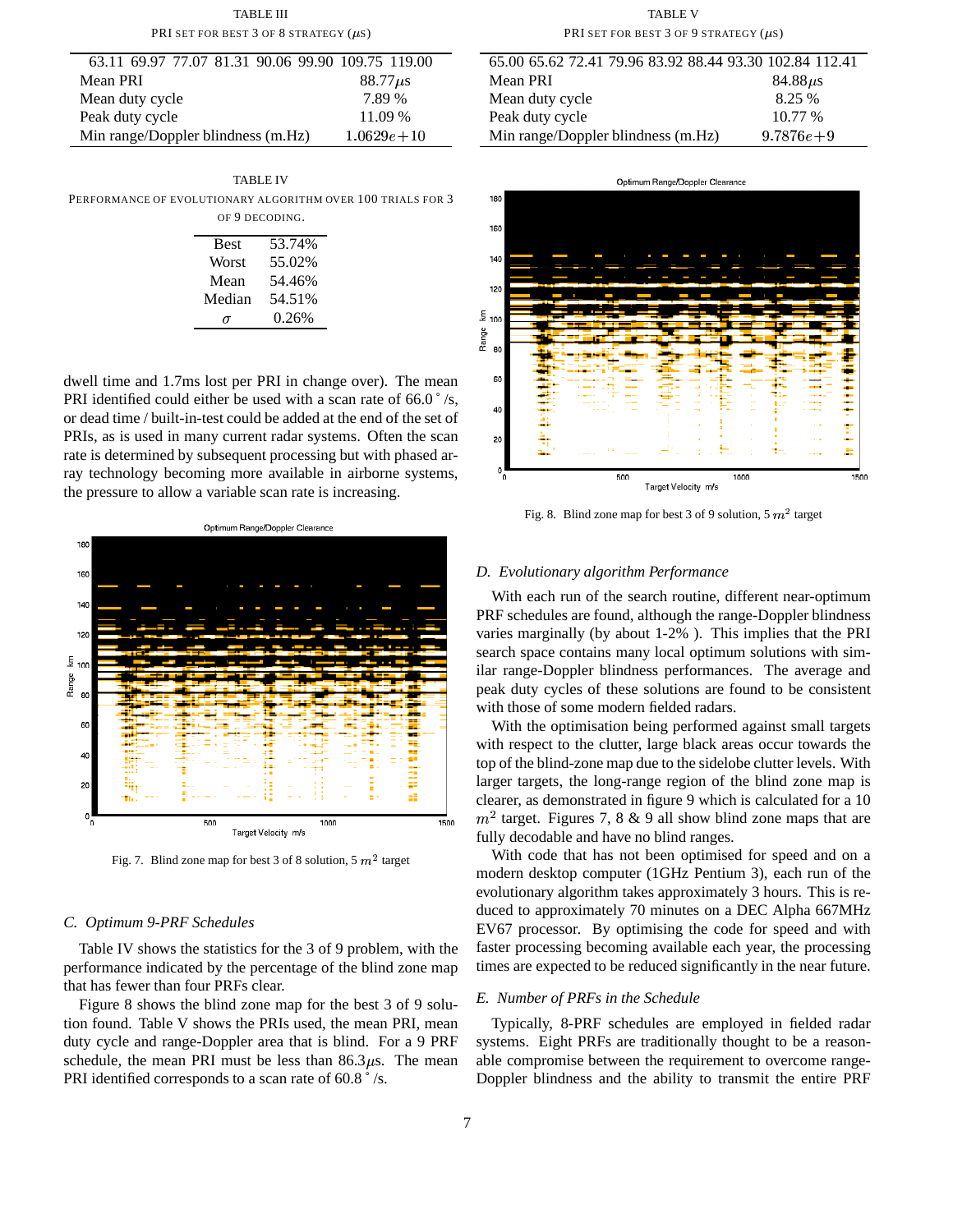TABLE III

PRI set for best 3 of 8 strategy ($\mu$s)

| 63.11 69.97 77.07 81.31 90.06 99.90 109.75 119.00 | |
|---|---|
| Mean PRI | 88.77$\mu$s |
| Mean duty cycle | 7.89 % |
| Peak duty cycle | 11.09 % |
| Min range/Doppler blindness (m.Hz) | $1.0629e+10$ |

TABLE IV

Performance of evolutionary algorithm over 100 trials for 3 of 9 decoding.

| | |
|---|---|
| Best | 53.74% |
| Worst | 55.02% |
| Mean | 54.46% |
| Median | 54.51% |
| $\sigma$ | 0.26% |

dwell time and 1.7ms lost per PRI in change over). The mean PRI identified could either be used with a scan rate of 66.0$^\circ$/s, or dead time / built-in-test could be added at the end of the set of PRIs, as is used in many current radar systems. Often the scan rate is determined by subsequent processing but with phased array technology becoming more available in airborne systems, the pressure to allow a variable scan rate is increasing.

Fig. 7. Blind zone map for best 3 of 8 solution, 5 $m^2$ target

### C. Optimum 9-PRF Schedules

Table IV shows the statistics for the 3 of 9 problem, with the performance indicated by the percentage of the blind zone map that has fewer than four PRFs clear.

Figure 8 shows the blind zone map for the best 3 of 9 solution found. Table V shows the PRIs used, the mean PRI, mean duty cycle and range-Doppler area that is blind. For a 9 PRF schedule, the mean PRI must be less than 86.3$\mu$s. The mean PRI identified corresponds to a scan rate of 60.8$^\circ$/s.

TABLE V

PRI set for best 3 of 9 strategy ($\mu$s)

| 65.00 65.62 72.41 79.96 83.92 88.44 93.30 102.84 112.41 | |
|---|---|
| Mean PRI | 84.88$\mu$s |
| Mean duty cycle | 8.25 % |
| Peak duty cycle | 10.77 % |
| Min range/Doppler blindness (m.Hz) | $9.7876e+9$ |

Fig. 8. Blind zone map for best 3 of 9 solution, 5 $m^2$ target

### D. Evolutionary algorithm Performance

With each run of the search routine, different near-optimum PRF schedules are found, although the range-Doppler blindness varies marginally (by about 1-2% ). This implies that the PRI search space contains many local optimum solutions with similar range-Doppler blindness performances. The average and peak duty cycles of these solutions are found to be consistent with those of some modern fielded radars.

With the optimisation being performed against small targets with respect to the clutter, large black areas occur towards the top of the blind-zone map due to the sidelobe clutter levels. With larger targets, the long-range region of the blind zone map is clearer, as demonstrated in figure 9 which is calculated for a 10 $m^2$ target. Figures 7, 8 & 9 all show blind zone maps that are fully decodable and have no blind ranges.

With code that has not been optimised for speed and on a modern desktop computer (1GHz Pentium 3), each run of the evolutionary algorithm takes approximately 3 hours. This is reduced to approximately 70 minutes on a DEC Alpha 667MHz EV67 processor. By optimising the code for speed and with faster processing becoming available each year, the processing times are expected to be reduced significantly in the near future.

### E. Number of PRFs in the Schedule

Typically, 8-PRF schedules are employed in fielded radar systems. Eight PRFs are traditionally thought to be a reasonable compromise between the requirement to overcome range-Doppler blindness and the ability to transmit the entire PRF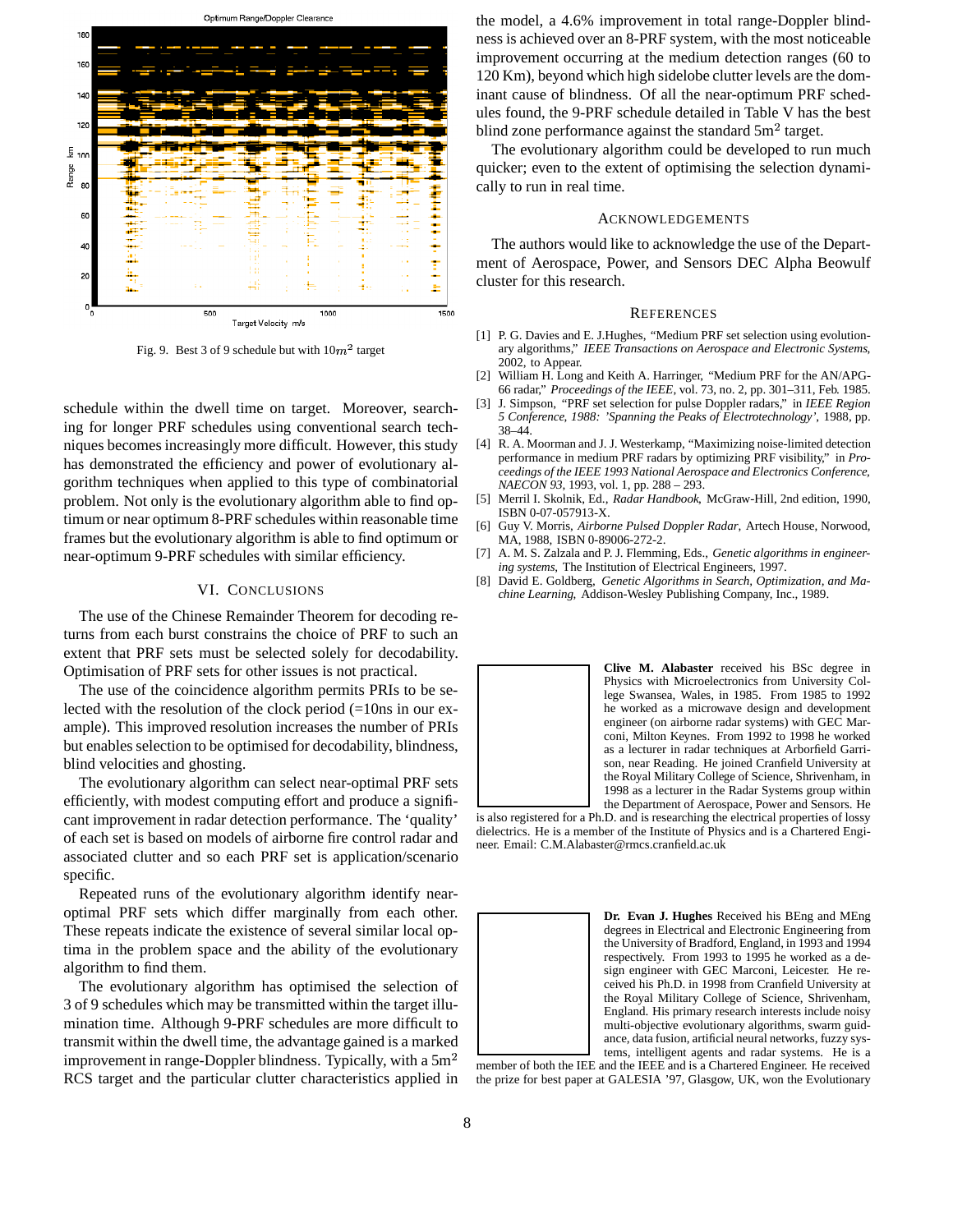Fig. 9. Best 3 of 9 schedule but with $10m^2$ target

schedule within the dwell time on target. Moreover, searching for longer PRF schedules using conventional search techniques becomes increasingly more difficult. However, this study has demonstrated the efficiency and power of evolutionary algorithm techniques when applied to this type of combinatorial problem. Not only is the evolutionary algorithm able to find optimum or near optimum 8-PRF schedules within reasonable time frames but the evolutionary algorithm is able to find optimum or near-optimum 9-PRF schedules with similar efficiency.

## VI. Conclusions

The use of the Chinese Remainder Theorem for decoding returns from each burst constrains the choice of PRF to such an extent that PRF sets must be selected solely for decodability. Optimisation of PRF sets for other issues is not practical.

The use of the coincidence algorithm permits PRIs to be selected with the resolution of the clock period (=10ns in our example). This improved resolution increases the number of PRIs but enables selection to be optimised for decodability, blindness, blind velocities and ghosting.

The evolutionary algorithm can select near-optimal PRF sets efficiently, with modest computing effort and produce a significant improvement in radar detection performance. The 'quality' of each set is based on models of airborne fire control radar and associated clutter and so each PRF set is application/scenario specific.

Repeated runs of the evolutionary algorithm identify near-optimal PRF sets which differ marginally from each other. These repeats indicate the existence of several similar local optima in the problem space and the ability of the evolutionary algorithm to find them.

The evolutionary algorithm has optimised the selection of 3 of 9 schedules which may be transmitted within the target illumination time. Although 9-PRF schedules are more difficult to transmit within the dwell time, the advantage gained is a marked improvement in range-Doppler blindness. Typically, with a 5m$^2$ RCS target and the particular clutter characteristics applied in the model, a 4.6% improvement in total range-Doppler blindness is achieved over an 8-PRF system, with the most noticeable improvement occurring at the medium detection ranges (60 to 120 Km), beyond which high sidelobe clutter levels are the dominant cause of blindness. Of all the near-optimum PRF schedules found, the 9-PRF schedule detailed in Table V has the best blind zone performance against the standard 5m$^2$ target.

The evolutionary algorithm could be developed to run much quicker; even to the extent of optimising the selection dynamically to run in real time.

## Acknowledgements

The authors would like to acknowledge the use of the Department of Aerospace, Power, and Sensors DEC Alpha Beowulf cluster for this research.

## References

[1] P. G. Davies and E. J.Hughes, "Medium PRF set selection using evolutionary algorithms," *IEEE Transactions on Aerospace and Electronic Systems*, 2002, to Appear.

[2] William H. Long and Keith A. Harringer, "Medium PRF for the AN/APG-66 radar," *Proceedings of the IEEE*, vol. 73, no. 2, pp. 301–311, Feb. 1985.

[3] J. Simpson, "PRF set selection for pulse Doppler radars," in *IEEE Region 5 Conference, 1988: 'Spanning the Peaks of Electrotechnology'*, 1988, pp. 38–44.

[4] R. A. Moorman and J. J. Westerkamp, "Maximizing noise-limited detection performance in medium PRF radars by optimizing PRF visibility," in *Proceedings of the IEEE 1993 National Aerospace and Electronics Conference, NAECON 93*, 1993, vol. 1, pp. 288 – 293.

[5] Merril I. Skolnik, Ed., *Radar Handbook*, McGraw-Hill, 2nd edition, 1990, ISBN 0-07-057913-X.

[6] Guy V. Morris, *Airborne Pulsed Doppler Radar*, Artech House, Norwood, MA, 1988, ISBN 0-89006-272-2.

[7] A. M. S. Zalzala and P. J. Flemming, Eds., *Genetic algorithms in engineering systems*, The Institution of Electrical Engineers, 1997.

[8] David E. Goldberg, *Genetic Algorithms in Search, Optimization, and Machine Learning*, Addison-Wesley Publishing Company, Inc., 1989.

**Clive M. Alabaster** received his BSc degree in Physics with Microelectronics from University College Swansea, Wales, in 1985. From 1985 to 1992 he worked as a microwave design and development engineer (on airborne radar systems) with GEC Marconi, Milton Keynes. From 1992 to 1998 he worked as a lecturer in radar techniques at Arborfield Garrison, near Reading. He joined Cranfield University at the Royal Military College of Science, Shrivenham, in 1998 as a lecturer in the Radar Systems group within the Department of Aerospace, Power and Sensors. He is also registered for a Ph.D. and is researching the electrical properties of lossy dielectrics. He is a member of the Institute of Physics and is a Chartered Engineer. Email: C.M.Alabaster@rmcs.cranfield.ac.uk

**Dr. Evan J. Hughes** Received his BEng and MEng degrees in Electrical and Electronic Engineering from the University of Bradford, England, in 1993 and 1994 respectively. From 1993 to 1995 he worked as a design engineer with GEC Marconi, Leicester. He received his Ph.D. in 1998 from Cranfield University at the Royal Military College of Science, Shrivenham, England. His primary research interests include noisy multi-objective evolutionary algorithms, swarm guidance, data fusion, artificial neural networks, fuzzy systems, intelligent agents and radar systems. He is a member of both the IEE and the IEEE and is a Chartered Engineer. He received the prize for best paper at GALESIA '97, Glasgow, UK, won the Evolutionary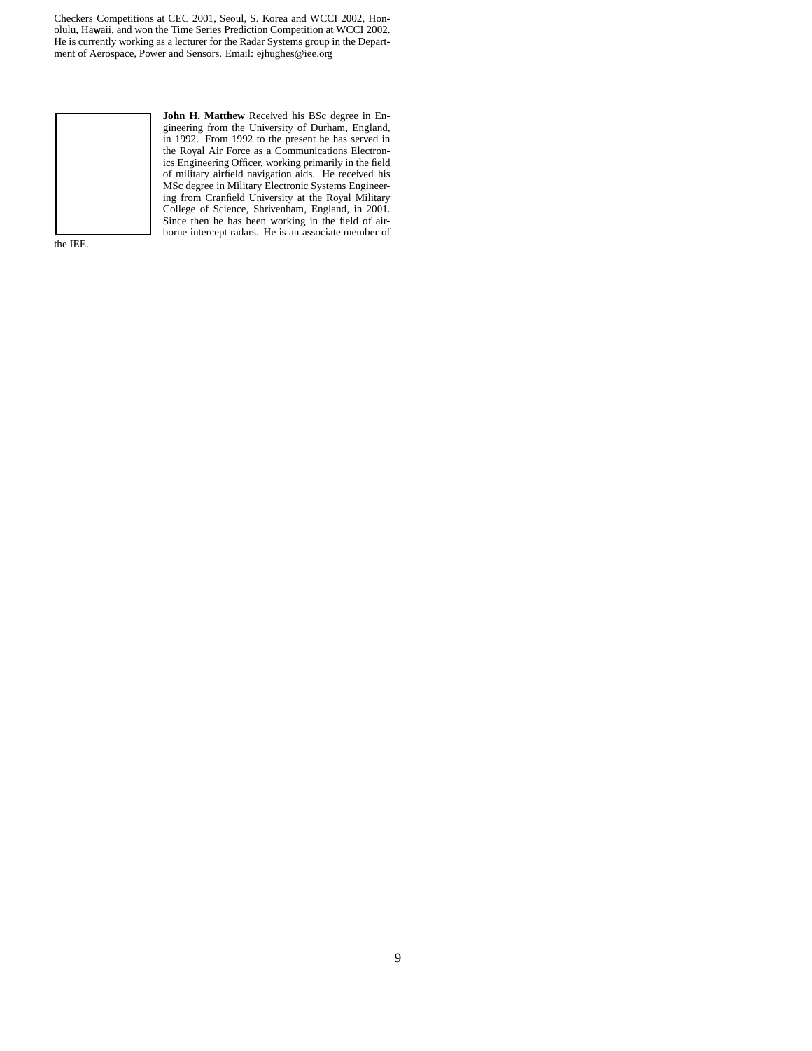Checkers Competitions at CEC 2001, Seoul, S. Korea and WCCI 2002, Honolulu, Hawaii, and won the Time Series Prediction Competition at WCCI 2002. He is currently working as a lecturer for the Radar Systems group in the Department of Aerospace, Power and Sensors. Email: ejhughes@iee.org

**John H. Matthew** Received his BSc degree in Engineering from the University of Durham, England, in 1992. From 1992 to the present he has served in the Royal Air Force as a Communications Electronics Engineering Officer, working primarily in the field of military airfield navigation aids. He received his MSc degree in Military Electronic Systems Engineering from Cranfield University at the Royal Military College of Science, Shrivenham, England, in 2001. Since then he has been working in the field of airborne intercept radars. He is an associate member of the IEE.